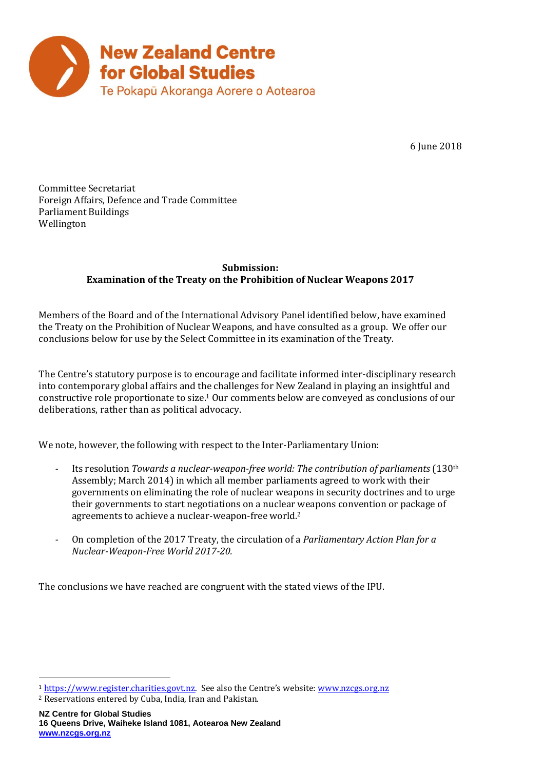**New Zealand Centre for Global Studies**
Te Pokapū Akoranga Aorere o Aotearoa

6 June 2018

Committee Secretariat
Foreign Affairs, Defence and Trade Committee
Parliament Buildings
Wellington

**Submission:**
**Examination of the Treaty on the Prohibition of Nuclear Weapons 2017**

Members of the Board and of the International Advisory Panel identified below, have examined the Treaty on the Prohibition of Nuclear Weapons, and have consulted as a group. We offer our conclusions below for use by the Select Committee in its examination of the Treaty.

The Centre's statutory purpose is to encourage and facilitate informed inter-disciplinary research into contemporary global affairs and the challenges for New Zealand in playing an insightful and constructive role proportionate to size.[1] Our comments below are conveyed as conclusions of our deliberations, rather than as political advocacy.

We note, however, the following with respect to the Inter-Parliamentary Union:

- Its resolution *Towards a nuclear-weapon-free world: The contribution of parliaments* (130th Assembly; March 2014) in which all member parliaments agreed to work with their governments on eliminating the role of nuclear weapons in security doctrines and to urge their governments to start negotiations on a nuclear weapons convention or package of agreements to achieve a nuclear-weapon-free world.[2]

- On completion of the 2017 Treaty, the circulation of a *Parliamentary Action Plan for a Nuclear-Weapon-Free World 2017-20.*

The conclusions we have reached are congruent with the stated views of the IPU.

---

[1] https://www.register.charities.govt.nz. See also the Centre's website: www.nzcgs.org.nz

[2] Reservations entered by Cuba, India, Iran and Pakistan.

**NZ Centre for Global Studies**
**16 Queens Drive, Waiheke Island 1081, Aotearoa New Zealand**
**www.nzcgs.org.nz**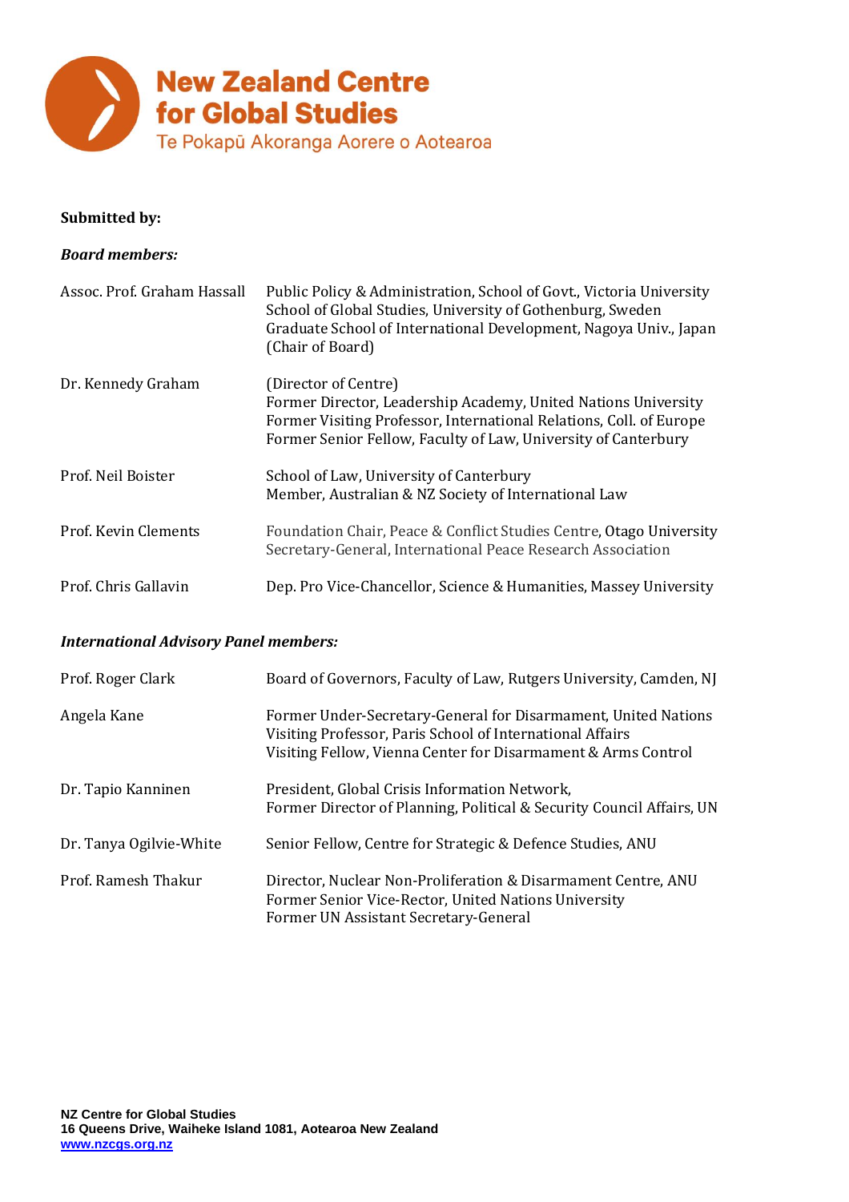# New Zealand Centre for Global Studies

Te Pokapū Akoranga Aorere o Aotearoa

**Submitted by:**

***Board members:***

| | |
|---|---|
| Assoc. Prof. Graham Hassall | Public Policy & Administration, School of Govt., Victoria University<br>School of Global Studies, University of Gothenburg, Sweden<br>Graduate School of International Development, Nagoya Univ., Japan<br>(Chair of Board) |
| Dr. Kennedy Graham | (Director of Centre)<br>Former Director, Leadership Academy, United Nations University<br>Former Visiting Professor, International Relations, Coll. of Europe<br>Former Senior Fellow, Faculty of Law, University of Canterbury |
| Prof. Neil Boister | School of Law, University of Canterbury<br>Member, Australian & NZ Society of International Law |
| Prof. Kevin Clements | Foundation Chair, Peace & Conflict Studies Centre, Otago University<br>Secretary-General, International Peace Research Association |
| Prof. Chris Gallavin | Dep. Pro Vice-Chancellor, Science & Humanities, Massey University |

***International Advisory Panel members:***

| | |
|---|---|
| Prof. Roger Clark | Board of Governors, Faculty of Law, Rutgers University, Camden, NJ |
| Angela Kane | Former Under-Secretary-General for Disarmament, United Nations<br>Visiting Professor, Paris School of International Affairs<br>Visiting Fellow, Vienna Center for Disarmament & Arms Control |
| Dr. Tapio Kanninen | President, Global Crisis Information Network,<br>Former Director of Planning, Political & Security Council Affairs, UN |
| Dr. Tanya Ogilvie-White | Senior Fellow, Centre for Strategic & Defence Studies, ANU |
| Prof. Ramesh Thakur | Director, Nuclear Non-Proliferation & Disarmament Centre, ANU<br>Former Senior Vice-Rector, United Nations University<br>Former UN Assistant Secretary-General |

**NZ Centre for Global Studies**
**16 Queens Drive, Waiheke Island 1081, Aotearoa New Zealand**
**www.nzcgs.org.nz**